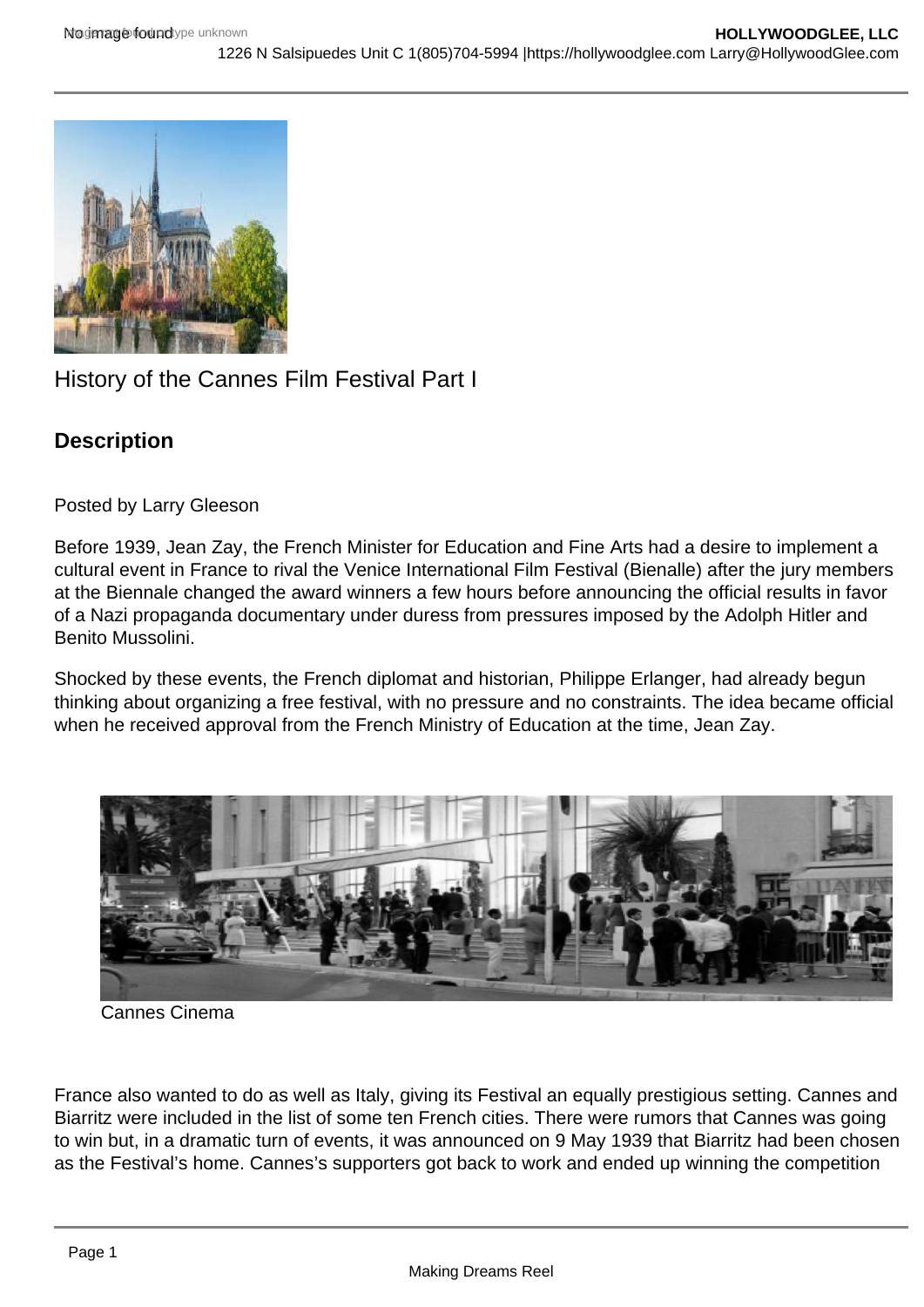History of the Cannes Film Festival Part I

## Description

Posted by Larry Gleeson

Before 1939, Jean Zay, the French Minister for Education and Fine Arts had a desire to implement a cultural event in France to rival the Venice International Film Festival (Bienalle) after the jury members at the Biennale changed the award winners a few hours before announcing the official results in favor of a Nazi propaganda documentary under duress from pressures imposed by the Adolph Hitler and Benito Mussolini.

Shocked by these events, the French diplomat and historian, Philippe Erlanger, had already begun thinking about organizing a free festival, with no pressure and no constraints. The idea became official when he received approval from the French Ministry of Education at the time, Jean Zay.

Cannes Cinema

France also wanted to do as well as Italy, giving its Festival an equally prestigious setting. Cannes and Biarritz were included in the list of some ten French cities. There were rumors that Cannes was going to win but, in a dramatic turn of events, it was announced on 9 May 1939 that Biarritz had been chosen as the Festival's home. Cannes's supporters got back to work and ended up winning the competition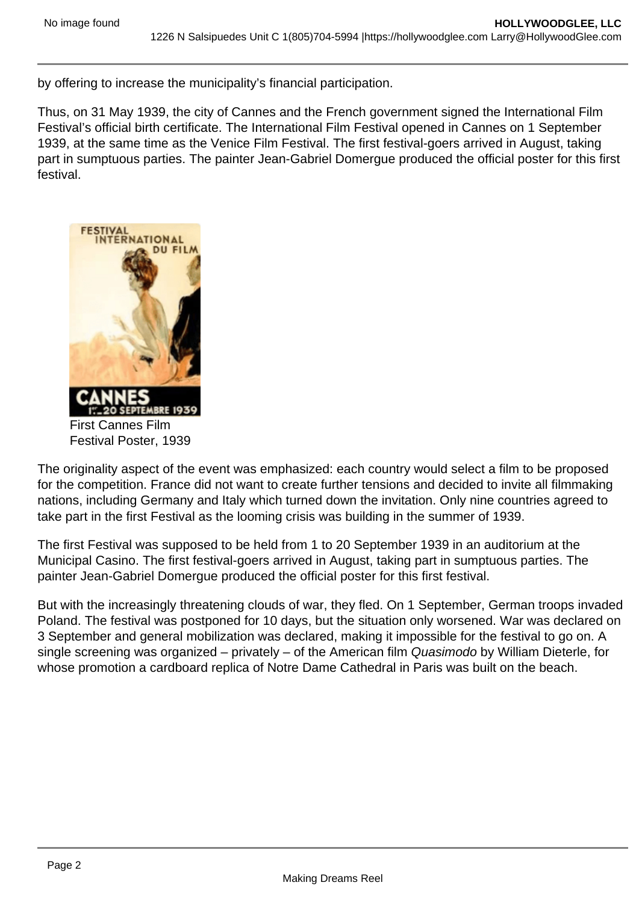by offering to increase the municipality's financial participation.

Thus, on 31 May 1939, the city of Cannes and the French government signed the International Film Festival's official birth certificate. The International Film Festival opened in Cannes on 1 September 1939, at the same time as the Venice Film Festival. The first festival-goers arrived in August, taking part in sumptuous parties. The painter Jean-Gabriel Domergue produced the official poster for this first festival.

First Cannes Film Festival Poster, 1939

The originality aspect of the event was emphasized: each country would select a film to be proposed for the competition. France did not want to create further tensions and decided to invite all filmmaking nations, including Germany and Italy which turned down the invitation. Only nine countries agreed to take part in the first Festival as the looming crisis was building in the summer of 1939.

The first Festival was supposed to be held from 1 to 20 September 1939 in an auditorium at the Municipal Casino. The first festival-goers arrived in August, taking part in sumptuous parties. The painter Jean-Gabriel Domergue produced the official poster for this first festival.

But with the increasingly threatening clouds of war, they fled. On 1 September, German troops invaded Poland. The festival was postponed for 10 days, but the situation only worsened. War was declared on 3 September and general mobilization was declared, making it impossible for the festival to go on. A single screening was organized – privately – of the American film *Quasimodo* by William Dieterle, for whose promotion a cardboard replica of Notre Dame Cathedral in Paris was built on the beach.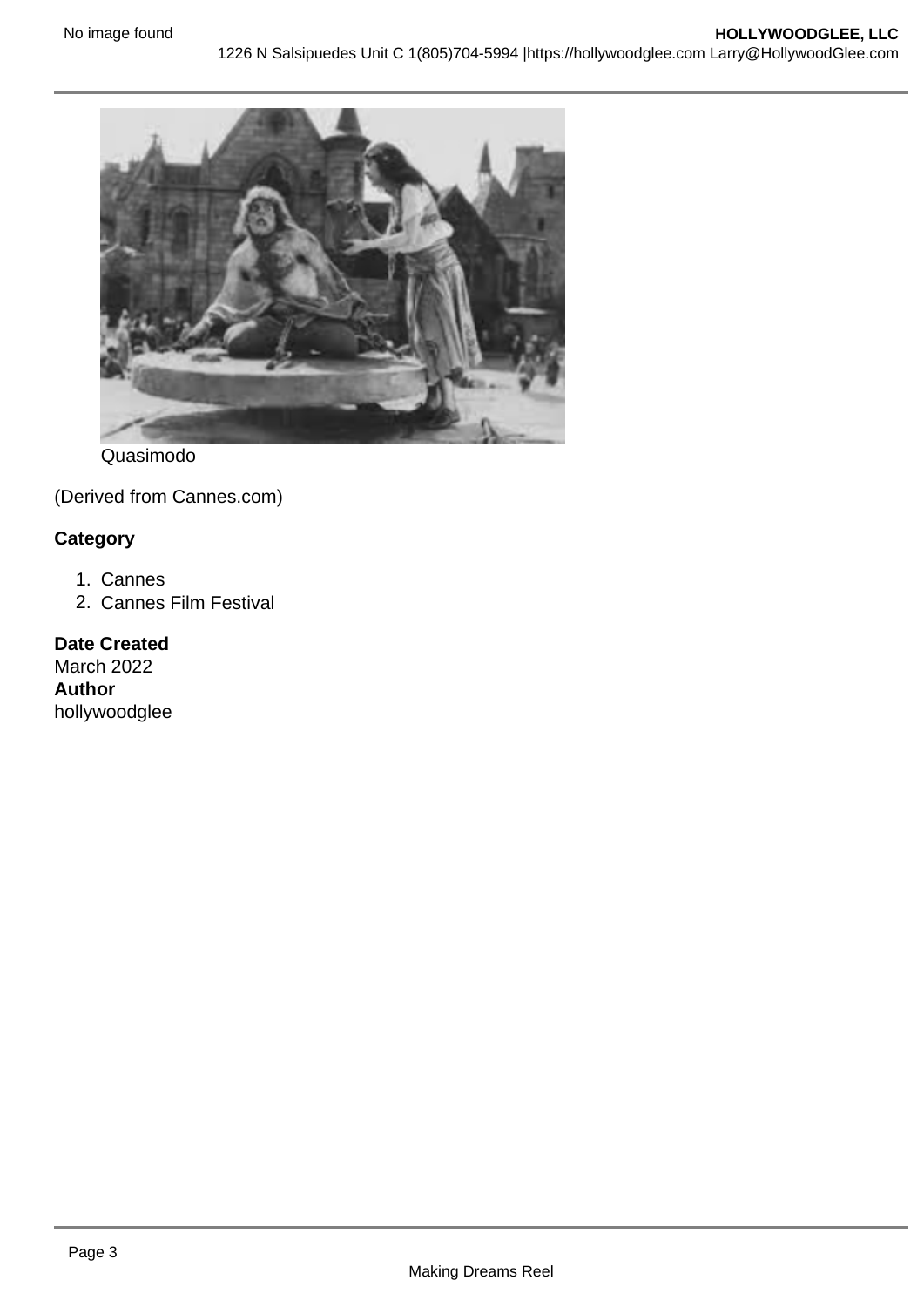Quasimodo

(Derived from Cannes.com)

**Category**

1. Cannes
2. Cannes Film Festival

**Date Created**
March 2022
**Author**
hollywoodglee